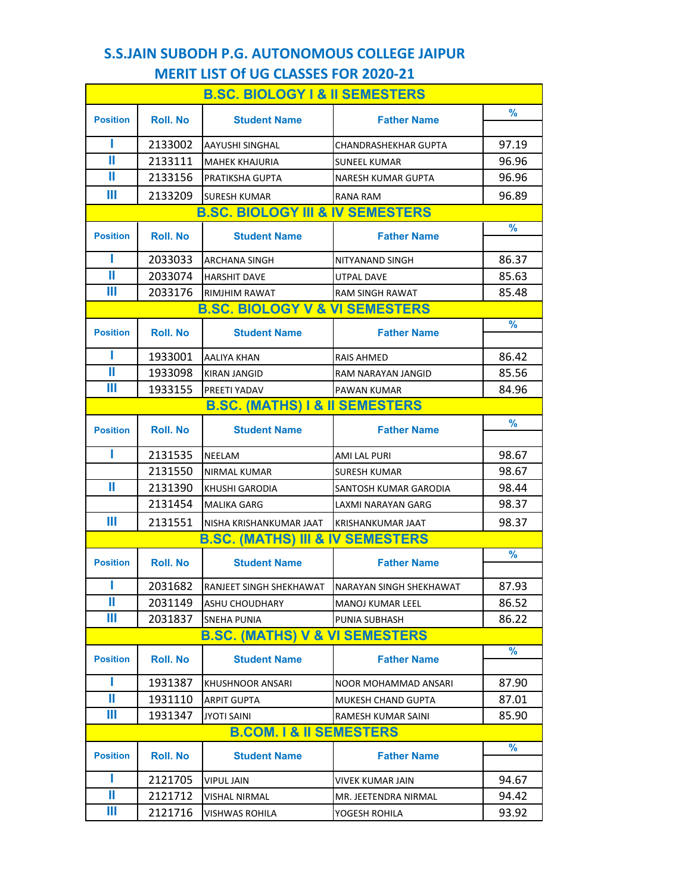# S.S.JAIN SUBODH P.G. AUTONOMOUS COLLEGE JAIPUR

## MERIT LIST Of UG CLASSES FOR 2020-21

### B.SC. BIOLOGY I & II SEMESTERS

| Position | Roll. No | Student Name | Father Name | % |
|---|---|---|---|---|
| I | 2133002 | AAYUSHI SINGHAL | CHANDRASHEKHAR GUPTA | 97.19 |
| II | 2133111 | MAHEK KHAJURIA | SUNEEL KUMAR | 96.96 |
| II | 2133156 | PRATIKSHA GUPTA | NARESH KUMAR GUPTA | 96.96 |
| III | 2133209 | SURESH KUMAR | RANA RAM | 96.89 |

### B.SC. BIOLOGY III & IV SEMESTERS

| Position | Roll. No | Student Name | Father Name | % |
|---|---|---|---|---|
| I | 2033033 | ARCHANA SINGH | NITYANAND SINGH | 86.37 |
| II | 2033074 | HARSHIT DAVE | UTPAL DAVE | 85.63 |
| III | 2033176 | RIMJHIM RAWAT | RAM SINGH RAWAT | 85.48 |

### B.SC. BIOLOGY V & VI SEMESTERS

| Position | Roll. No | Student Name | Father Name | % |
|---|---|---|---|---|
| I | 1933001 | AALIYA KHAN | RAIS AHMED | 86.42 |
| II | 1933098 | KIRAN JANGID | RAM NARAYAN JANGID | 85.56 |
| III | 1933155 | PREETI YADAV | PAWAN KUMAR | 84.96 |

### B.SC. (MATHS) I & II SEMESTERS

| Position | Roll. No | Student Name | Father Name | % |
|---|---|---|---|---|
| I | 2131535 | NEELAM | AMI LAL PURI | 98.67 |
| | 2131550 | NIRMAL KUMAR | SURESH KUMAR | 98.67 |
| II | 2131390 | KHUSHI GARODIA | SANTOSH KUMAR GARODIA | 98.44 |
| | 2131454 | MALIKA GARG | LAXMI NARAYAN GARG | 98.37 |
| III | 2131551 | NISHA KRISHANKUMAR JAAT | KRISHANKUMAR JAAT | 98.37 |

### B.SC. (MATHS) III & IV SEMESTERS

| Position | Roll. No | Student Name | Father Name | % |
|---|---|---|---|---|
| I | 2031682 | RANJEET SINGH SHEKHAWAT | NARAYAN SINGH SHEKHAWAT | 87.93 |
| II | 2031149 | ASHU CHOUDHARY | MANOJ KUMAR LEEL | 86.52 |
| III | 2031837 | SNEHA PUNIA | PUNIA SUBHASH | 86.22 |

### B.SC. (MATHS) V & VI SEMESTERS

| Position | Roll. No | Student Name | Father Name | % |
|---|---|---|---|---|
| I | 1931387 | KHUSHNOOR ANSARI | NOOR MOHAMMAD ANSARI | 87.90 |
| II | 1931110 | ARPIT GUPTA | MUKESH CHAND GUPTA | 87.01 |
| III | 1931347 | JYOTI SAINI | RAMESH KUMAR SAINI | 85.90 |

### B.COM. I & II SEMESTERS

| Position | Roll. No | Student Name | Father Name | % |
|---|---|---|---|---|
| I | 2121705 | VIPUL JAIN | VIVEK KUMAR JAIN | 94.67 |
| II | 2121712 | VISHAL NIRMAL | MR. JEETENDRA NIRMAL | 94.42 |
| III | 2121716 | VISHWAS ROHILA | YOGESH ROHILA | 93.92 |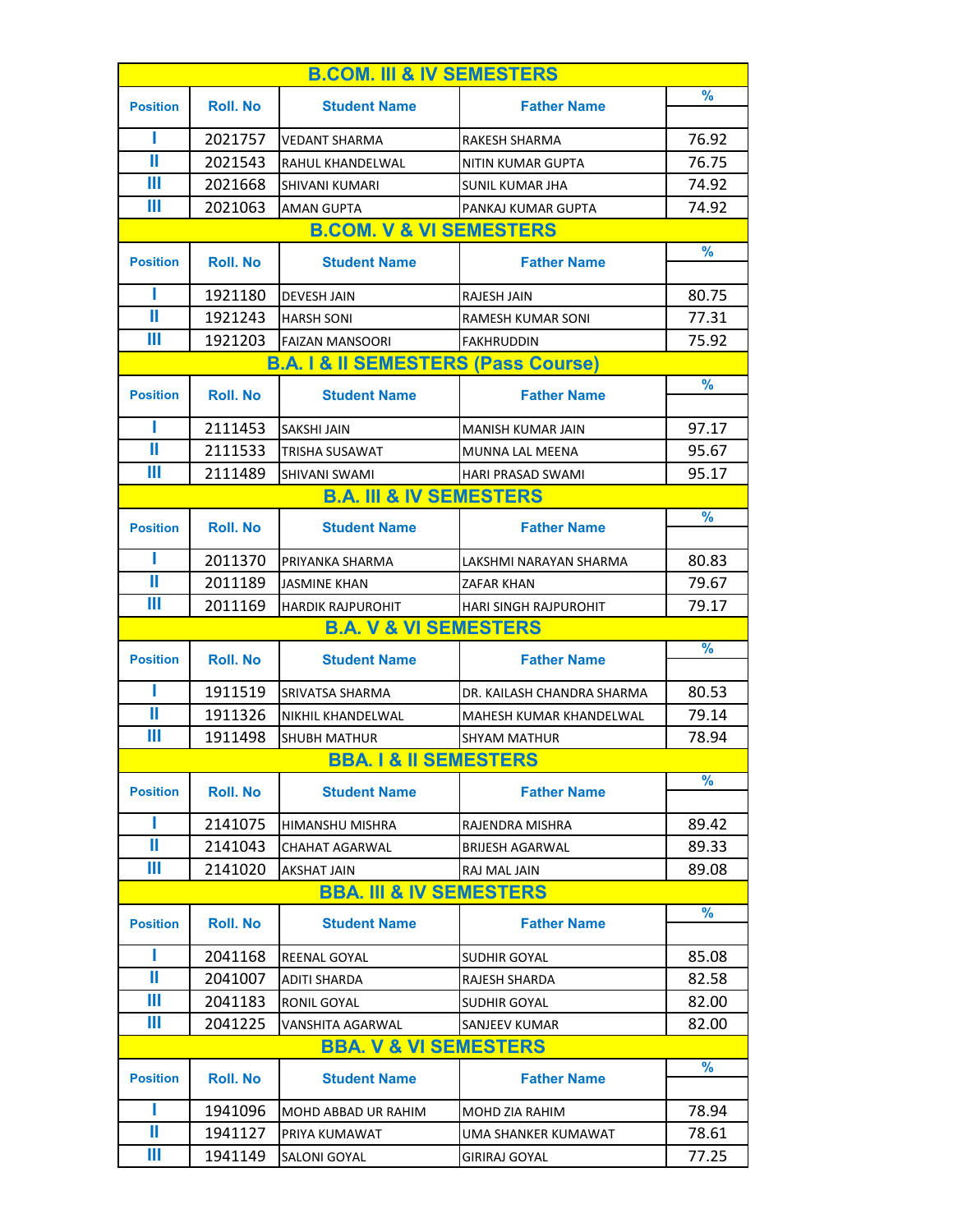## B.COM. III & IV SEMESTERS

| Position | Roll. No | Student Name | Father Name | % |
|---|---|---|---|---|
| I | 2021757 | VEDANT SHARMA | RAKESH SHARMA | 76.92 |
| II | 2021543 | RAHUL KHANDELWAL | NITIN KUMAR GUPTA | 76.75 |
| III | 2021668 | SHIVANI KUMARI | SUNIL KUMAR JHA | 74.92 |
| III | 2021063 | AMAN GUPTA | PANKAJ KUMAR GUPTA | 74.92 |

## B.COM. V & VI SEMESTERS

| Position | Roll. No | Student Name | Father Name | % |
|---|---|---|---|---|
| I | 1921180 | DEVESH JAIN | RAJESH JAIN | 80.75 |
| II | 1921243 | HARSH SONI | RAMESH KUMAR SONI | 77.31 |
| III | 1921203 | FAIZAN MANSOORI | FAKHRUDDIN | 75.92 |

## B.A. I & II SEMESTERS (Pass Course)

| Position | Roll. No | Student Name | Father Name | % |
|---|---|---|---|---|
| I | 2111453 | SAKSHI JAIN | MANISH KUMAR JAIN | 97.17 |
| II | 2111533 | TRISHA SUSAWAT | MUNNA LAL MEENA | 95.67 |
| III | 2111489 | SHIVANI SWAMI | HARI PRASAD SWAMI | 95.17 |

## B.A. III & IV SEMESTERS

| Position | Roll. No | Student Name | Father Name | % |
|---|---|---|---|---|
| I | 2011370 | PRIYANKA SHARMA | LAKSHMI NARAYAN SHARMA | 80.83 |
| II | 2011189 | JASMINE KHAN | ZAFAR KHAN | 79.67 |
| III | 2011169 | HARDIK RAJPUROHIT | HARI SINGH RAJPUROHIT | 79.17 |

## B.A. V & VI SEMESTERS

| Position | Roll. No | Student Name | Father Name | % |
|---|---|---|---|---|
| I | 1911519 | SRIVATSA SHARMA | DR. KAILASH CHANDRA SHARMA | 80.53 |
| II | 1911326 | NIKHIL KHANDELWAL | MAHESH KUMAR KHANDELWAL | 79.14 |
| III | 1911498 | SHUBH MATHUR | SHYAM MATHUR | 78.94 |

## BBA. I & II SEMESTERS

| Position | Roll. No | Student Name | Father Name | % |
|---|---|---|---|---|
| I | 2141075 | HIMANSHU MISHRA | RAJENDRA MISHRA | 89.42 |
| II | 2141043 | CHAHAT AGARWAL | BRIJESH AGARWAL | 89.33 |
| III | 2141020 | AKSHAT JAIN | RAJ MAL JAIN | 89.08 |

## BBA. III & IV SEMESTERS

| Position | Roll. No | Student Name | Father Name | % |
|---|---|---|---|---|
| I | 2041168 | REENAL GOYAL | SUDHIR GOYAL | 85.08 |
| II | 2041007 | ADITI SHARDA | RAJESH SHARDA | 82.58 |
| III | 2041183 | RONIL GOYAL | SUDHIR GOYAL | 82.00 |
| III | 2041225 | VANSHITA AGARWAL | SANJEEV KUMAR | 82.00 |

## BBA. V & VI SEMESTERS

| Position | Roll. No | Student Name | Father Name | % |
|---|---|---|---|---|
| I | 1941096 | MOHD ABBAD UR RAHIM | MOHD ZIA RAHIM | 78.94 |
| II | 1941127 | PRIYA KUMAWAT | UMA SHANKER KUMAWAT | 78.61 |
| III | 1941149 | SALONI GOYAL | GIRIRAJ GOYAL | 77.25 |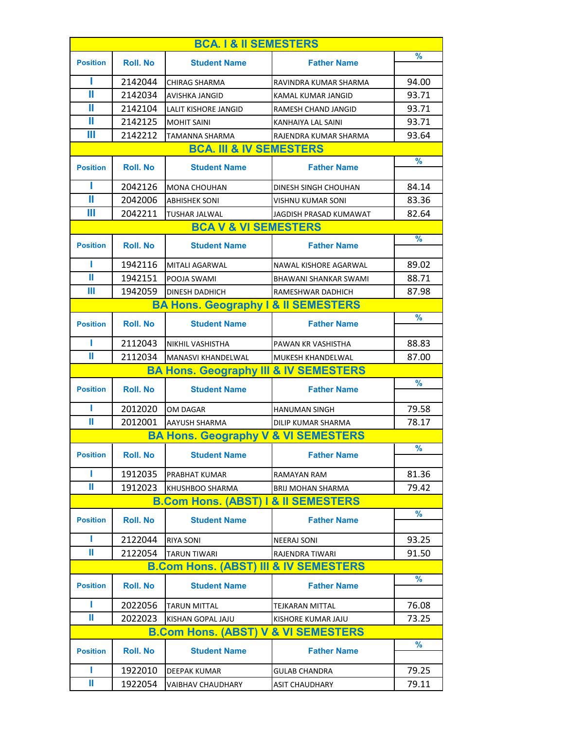## BCA. I & II SEMESTERS

| Position | Roll. No | Student Name | Father Name | % |
|---|---|---|---|---|
| I | 2142044 | CHIRAG SHARMA | RAVINDRA KUMAR SHARMA | 94.00 |
| II | 2142034 | AVISHKA JANGID | KAMAL KUMAR JANGID | 93.71 |
| II | 2142104 | LALIT KISHORE JANGID | RAMESH CHAND JANGID | 93.71 |
| II | 2142125 | MOHIT SAINI | KANHAIYA LAL SAINI | 93.71 |
| III | 2142212 | TAMANNA SHARMA | RAJENDRA KUMAR SHARMA | 93.64 |

## BCA. III & IV SEMESTERS

| Position | Roll. No | Student Name | Father Name | % |
|---|---|---|---|---|
| I | 2042126 | MONA CHOUHAN | DINESH SINGH CHOUHAN | 84.14 |
| II | 2042006 | ABHISHEK SONI | VISHNU KUMAR SONI | 83.36 |
| III | 2042211 | TUSHAR JALWAL | JAGDISH PRASAD KUMAWAT | 82.64 |

## BCA V & VI SEMESTERS

| Position | Roll. No | Student Name | Father Name | % |
|---|---|---|---|---|
| I | 1942116 | MITALI AGARWAL | NAWAL KISHORE AGARWAL | 89.02 |
| II | 1942151 | POOJA SWAMI | BHAWANI SHANKAR SWAMI | 88.71 |
| III | 1942059 | DINESH DADHICH | RAMESHWAR DADHICH | 87.98 |

## BA Hons. Geography I & II SEMESTERS

| Position | Roll. No | Student Name | Father Name | % |
|---|---|---|---|---|
| I | 2112043 | NIKHIL VASHISTHA | PAWAN KR VASHISTHA | 88.83 |
| II | 2112034 | MANASVI KHANDELWAL | MUKESH KHANDELWAL | 87.00 |

## BA Hons. Geography III & IV SEMESTERS

| Position | Roll. No | Student Name | Father Name | % |
|---|---|---|---|---|
| I | 2012020 | OM DAGAR | HANUMAN SINGH | 79.58 |
| II | 2012001 | AAYUSH SHARMA | DILIP KUMAR SHARMA | 78.17 |

## BA Hons. Geography V & VI SEMESTERS

| Position | Roll. No | Student Name | Father Name | % |
|---|---|---|---|---|
| I | 1912035 | PRABHAT KUMAR | RAMAYAN RAM | 81.36 |
| II | 1912023 | KHUSHBOO SHARMA | BRIJ MOHAN SHARMA | 79.42 |

## B.Com Hons. (ABST) I & II SEMESTERS

| Position | Roll. No | Student Name | Father Name | % |
|---|---|---|---|---|
| I | 2122044 | RIYA SONI | NEERAJ SONI | 93.25 |
| II | 2122054 | TARUN TIWARI | RAJENDRA TIWARI | 91.50 |

## B.Com Hons. (ABST) III & IV SEMESTERS

| Position | Roll. No | Student Name | Father Name | % |
|---|---|---|---|---|
| I | 2022056 | TARUN MITTAL | TEJKARAN MITTAL | 76.08 |
| II | 2022023 | KISHAN GOPAL JAJU | KISHORE KUMAR JAJU | 73.25 |

## B.Com Hons. (ABST) V & VI SEMESTERS

| Position | Roll. No | Student Name | Father Name | % |
|---|---|---|---|---|
| I | 1922010 | DEEPAK KUMAR | GULAB CHANDRA | 79.25 |
| II | 1922054 | VAIBHAV CHAUDHARY | ASIT CHAUDHARY | 79.11 |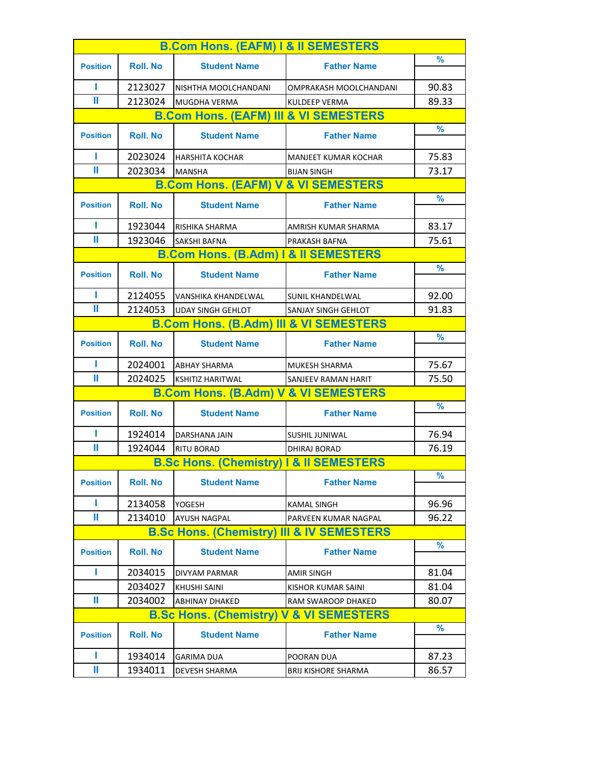## B.Com Hons. (EAFM) I & II SEMESTERS

| Position | Roll. No | Student Name | Father Name | % |
|---|---|---|---|---|
| I | 2123027 | NISHTHA MOOLCHANDANI | OMPRAKASH MOOLCHANDANI | 90.83 |
| II | 2123024 | MUGDHA VERMA | KULDEEP VERMA | 89.33 |

## B.Com Hons. (EAFM) III & VI SEMESTERS

| Position | Roll. No | Student Name | Father Name | % |
|---|---|---|---|---|
| I | 2023024 | HARSHITA KOCHAR | MANJEET KUMAR KOCHAR | 75.83 |
| II | 2023034 | MANSHA | BIJAN SINGH | 73.17 |

## B.Com Hons. (EAFM) V & VI SEMESTERS

| Position | Roll. No | Student Name | Father Name | % |
|---|---|---|---|---|
| I | 1923044 | RISHIKA SHARMA | AMRISH KUMAR SHARMA | 83.17 |
| II | 1923046 | SAKSHI BAFNA | PRAKASH BAFNA | 75.61 |

## B.Com Hons. (B.Adm) I & II SEMESTERS

| Position | Roll. No | Student Name | Father Name | % |
|---|---|---|---|---|
| I | 2124055 | VANSHIKA KHANDELWAL | SUNIL KHANDELWAL | 92.00 |
| II | 2124053 | UDAY SINGH GEHLOT | SANJAY SINGH GEHLOT | 91.83 |

## B.Com Hons. (B.Adm) III & VI SEMESTERS

| Position | Roll. No | Student Name | Father Name | % |
|---|---|---|---|---|
| I | 2024001 | ABHAY SHARMA | MUKESH SHARMA | 75.67 |
| II | 2024025 | KSHITIZ HARITWAL | SANJEEV RAMAN HARIT | 75.50 |

## B.Com Hons. (B.Adm) V & VI SEMESTERS

| Position | Roll. No | Student Name | Father Name | % |
|---|---|---|---|---|
| I | 1924014 | DARSHANA JAIN | SUSHIL JUNIWAL | 76.94 |
| II | 1924044 | RITU BORAD | DHIRAJ BORAD | 76.19 |

## B.Sc Hons. (Chemistry) I & II SEMESTERS

| Position | Roll. No | Student Name | Father Name | % |
|---|---|---|---|---|
| I | 2134058 | YOGESH | KAMAL SINGH | 96.96 |
| II | 2134010 | AYUSH NAGPAL | PARVEEN KUMAR NAGPAL | 96.22 |

## B.Sc Hons. (Chemistry) III & IV SEMESTERS

| Position | Roll. No | Student Name | Father Name | % |
|---|---|---|---|---|
| I | 2034015 | DIVYAM PARMAR | AMIR SINGH | 81.04 |
| | 2034027 | KHUSHI SAINI | KISHOR KUMAR SAINI | 81.04 |
| II | 2034002 | ABHINAY DHAKED | RAM SWAROOP DHAKED | 80.07 |

## B.Sc Hons. (Chemistry) V & VI SEMESTERS

| Position | Roll. No | Student Name | Father Name | % |
|---|---|---|---|---|
| I | 1934014 | GARIMA DUA | POORAN DUA | 87.23 |
| II | 1934011 | DEVESH SHARMA | BRIJ KISHORE SHARMA | 86.57 |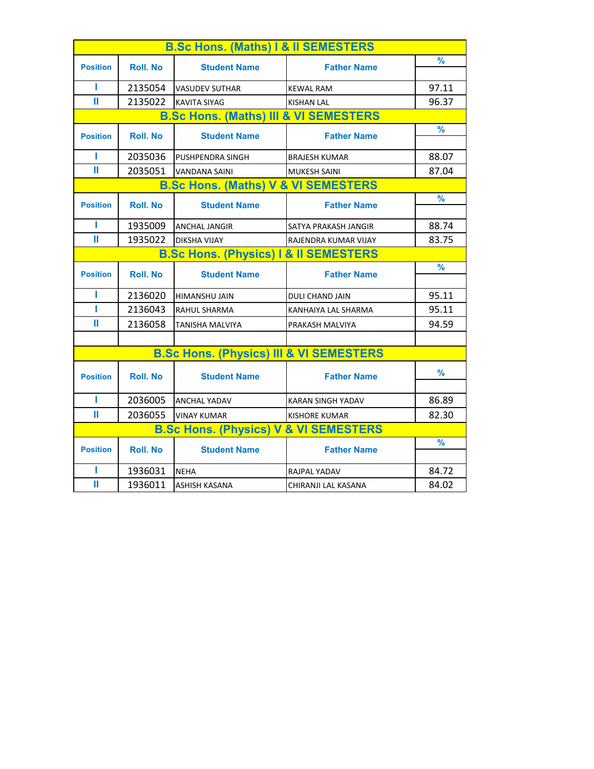## B.Sc Hons. (Maths) I & II SEMESTERS

| Position | Roll. No | Student Name | Father Name | % |
|---|---|---|---|---|
| I | 2135054 | VASUDEV SUTHAR | KEWAL RAM | 97.11 |
| II | 2135022 | KAVITA SIYAG | KISHAN LAL | 96.37 |

## B.Sc Hons. (Maths) III & VI SEMESTERS

| Position | Roll. No | Student Name | Father Name | % |
|---|---|---|---|---|
| I | 2035036 | PUSHPENDRA SINGH | BRAJESH KUMAR | 88.07 |
| II | 2035051 | VANDANA SAINI | MUKESH SAINI | 87.04 |

## B.Sc Hons. (Maths) V & VI SEMESTERS

| Position | Roll. No | Student Name | Father Name | % |
|---|---|---|---|---|
| I | 1935009 | ANCHAL JANGIR | SATYA PRAKASH JANGIR | 88.74 |
| II | 1935022 | DIKSHA VIJAY | RAJENDRA KUMAR VIJAY | 83.75 |

## B.Sc Hons. (Physics) I & II SEMESTERS

| Position | Roll. No | Student Name | Father Name | % |
|---|---|---|---|---|
| I | 2136020 | HIMANSHU JAIN | DULI CHAND JAIN | 95.11 |
| I | 2136043 | RAHUL SHARMA | KANHAIYA LAL SHARMA | 95.11 |
| II | 2136058 | TANISHA MALVIYA | PRAKASH MALVIYA | 94.59 |
| | | | | |

## B.Sc Hons. (Physics) III & VI SEMESTERS

| Position | Roll. No | Student Name | Father Name | % |
|---|---|---|---|---|
| I | 2036005 | ANCHAL YADAV | KARAN SINGH YADAV | 86.89 |
| II | 2036055 | VINAY KUMAR | KISHORE KUMAR | 82.30 |

## B.Sc Hons. (Physics) V & VI SEMESTERS

| Position | Roll. No | Student Name | Father Name | % |
|---|---|---|---|---|
| I | 1936031 | NEHA | RAJPAL YADAV | 84.72 |
| II | 1936011 | ASHISH KASANA | CHIRANJI LAL KASANA | 84.02 |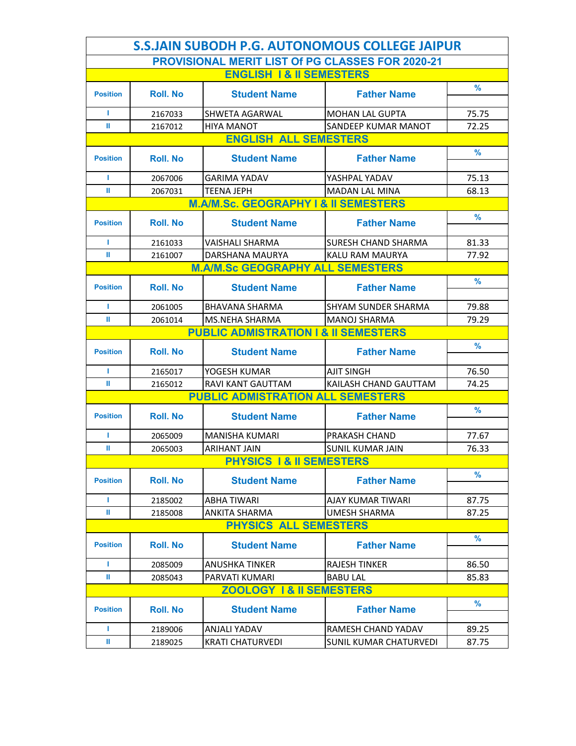# S.S.JAIN SUBODH P.G. AUTONOMOUS COLLEGE JAIPUR

## PROVISIONAL MERIT LIST Of PG CLASSES FOR 2020-21

### ENGLISH I & II SEMESTERS

| Position | Roll. No | Student Name | Father Name | % |
|---|---|---|---|---|
| I | 2167033 | SHWETA AGARWAL | MOHAN LAL GUPTA | 75.75 |
| II | 2167012 | HIYA MANOT | SANDEEP KUMAR MANOT | 72.25 |

### ENGLISH ALL SEMESTERS

| Position | Roll. No | Student Name | Father Name | % |
|---|---|---|---|---|
| I | 2067006 | GARIMA YADAV | YASHPAL YADAV | 75.13 |
| II | 2067031 | TEENA JEPH | MADAN LAL MINA | 68.13 |

### M.A/M.Sc. GEOGRAPHY I & II SEMESTERS

| Position | Roll. No | Student Name | Father Name | % |
|---|---|---|---|---|
| I | 2161033 | VAISHALI SHARMA | SURESH CHAND SHARMA | 81.33 |
| II | 2161007 | DARSHANA MAURYA | KALU RAM MAURYA | 77.92 |

### M.A/M.Sc GEOGRAPHY ALL SEMESTERS

| Position | Roll. No | Student Name | Father Name | % |
|---|---|---|---|---|
| I | 2061005 | BHAVANA SHARMA | SHYAM SUNDER SHARMA | 79.88 |
| II | 2061014 | MS.NEHA SHARMA | MANOJ SHARMA | 79.29 |

### PUBLIC ADMISTRATION I & II SEMESTERS

| Position | Roll. No | Student Name | Father Name | % |
|---|---|---|---|---|
| I | 2165017 | YOGESH KUMAR | AJIT SINGH | 76.50 |
| II | 2165012 | RAVI KANT GAUTTAM | KAILASH CHAND GAUTTAM | 74.25 |

### PUBLIC ADMISTRATION ALL SEMESTERS

| Position | Roll. No | Student Name | Father Name | % |
|---|---|---|---|---|
| I | 2065009 | MANISHA KUMARI | PRAKASH CHAND | 77.67 |
| II | 2065003 | ARIHANT JAIN | SUNIL KUMAR JAIN | 76.33 |

### PHYSICS I & II SEMESTERS

| Position | Roll. No | Student Name | Father Name | % |
|---|---|---|---|---|
| I | 2185002 | ABHA TIWARI | AJAY KUMAR TIWARI | 87.75 |
| II | 2185008 | ANKITA SHARMA | UMESH SHARMA | 87.25 |

### PHYSICS ALL SEMESTERS

| Position | Roll. No | Student Name | Father Name | % |
|---|---|---|---|---|
| I | 2085009 | ANUSHKA TINKER | RAJESH TINKER | 86.50 |
| II | 2085043 | PARVATI KUMARI | BABU LAL | 85.83 |

### ZOOLOGY I & II SEMESTERS

| Position | Roll. No | Student Name | Father Name | % |
|---|---|---|---|---|
| I | 2189006 | ANJALI YADAV | RAMESH CHAND YADAV | 89.25 |
| II | 2189025 | KRATI CHATURVEDI | SUNIL KUMAR CHATURVEDI | 87.75 |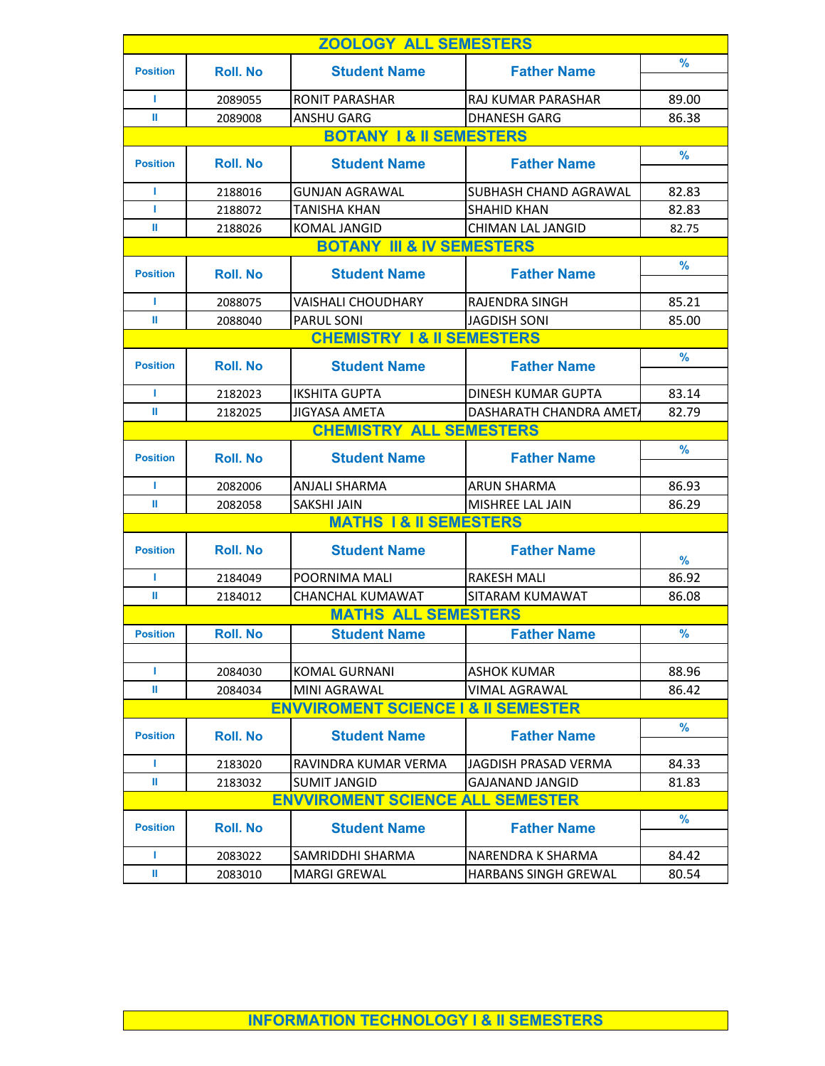## ZOOLOGY ALL SEMESTERS

| Position | Roll. No | Student Name | Father Name | % |
|---|---|---|---|---|
| I | 2089055 | RONIT PARASHAR | RAJ KUMAR PARASHAR | 89.00 |
| II | 2089008 | ANSHU GARG | DHANESH GARG | 86.38 |

## BOTANY I & II SEMESTERS

| Position | Roll. No | Student Name | Father Name | % |
|---|---|---|---|---|
| I | 2188016 | GUNJAN AGRAWAL | SUBHASH CHAND AGRAWAL | 82.83 |
| I | 2188072 | TANISHA KHAN | SHAHID KHAN | 82.83 |
| II | 2188026 | KOMAL JANGID | CHIMAN LAL JANGID | 82.75 |

## BOTANY III & IV SEMESTERS

| Position | Roll. No | Student Name | Father Name | % |
|---|---|---|---|---|
| I | 2088075 | VAISHALI CHOUDHARY | RAJENDRA SINGH | 85.21 |
| II | 2088040 | PARUL SONI | JAGDISH SONI | 85.00 |

## CHEMISTRY I & II SEMESTERS

| Position | Roll. No | Student Name | Father Name | % |
|---|---|---|---|---|
| I | 2182023 | IKSHITA GUPTA | DINESH KUMAR GUPTA | 83.14 |
| II | 2182025 | JIGYASA AMETA | DASHARATH CHANDRA AMETA | 82.79 |

## CHEMISTRY ALL SEMESTERS

| Position | Roll. No | Student Name | Father Name | % |
|---|---|---|---|---|
| I | 2082006 | ANJALI SHARMA | ARUN SHARMA | 86.93 |
| II | 2082058 | SAKSHI JAIN | MISHREE LAL JAIN | 86.29 |

## MATHS I & II SEMESTERS

| Position | Roll. No | Student Name | Father Name | % |
|---|---|---|---|---|
| I | 2184049 | POORNIMA MALI | RAKESH MALI | 86.92 |
| II | 2184012 | CHANCHAL KUMAWAT | SITARAM KUMAWAT | 86.08 |

## MATHS ALL SEMESTERS

| Position | Roll. No | Student Name | Father Name | % |
|---|---|---|---|---|
| I | 2084030 | KOMAL GURNANI | ASHOK KUMAR | 88.96 |
| II | 2084034 | MINI AGRAWAL | VIMAL AGRAWAL | 86.42 |

## ENVVIROMENT SCIENCE I & II SEMESTER

| Position | Roll. No | Student Name | Father Name | % |
|---|---|---|---|---|
| I | 2183020 | RAVINDRA KUMAR VERMA | JAGDISH PRASAD VERMA | 84.33 |
| II | 2183032 | SUMIT JANGID | GAJANAND JANGID | 81.83 |

## ENVVIROMENT SCIENCE ALL SEMESTER

| Position | Roll. No | Student Name | Father Name | % |
|---|---|---|---|---|
| I | 2083022 | SAMRIDDHI SHARMA | NARENDRA K SHARMA | 84.42 |
| II | 2083010 | MARGI GREWAL | HARBANS SINGH GREWAL | 80.54 |

## INFORMATION TECHNOLOGY I & II SEMESTERS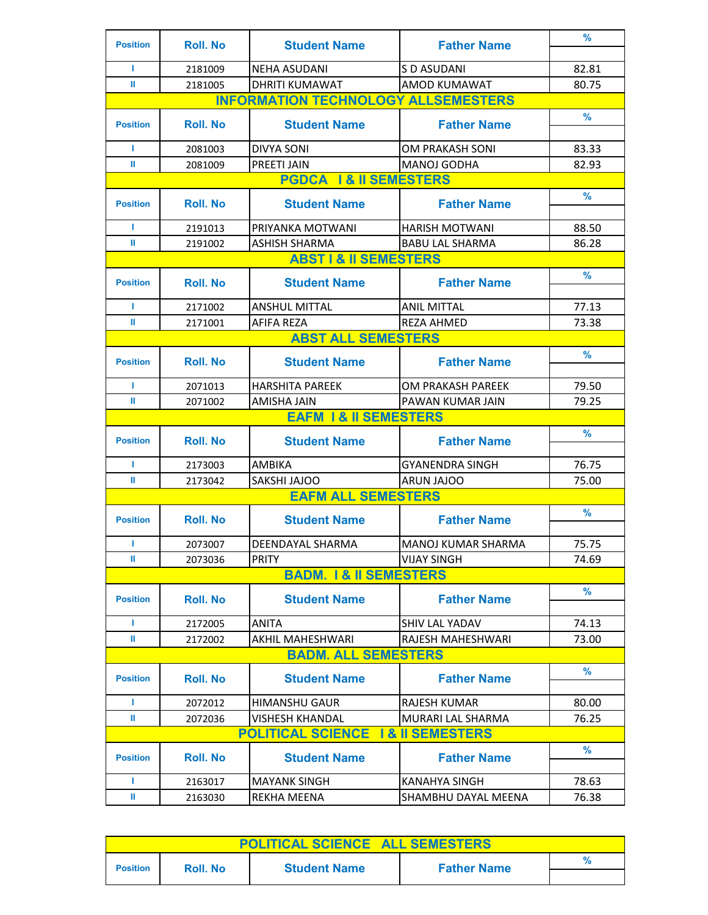| Position | Roll. No | Student Name | Father Name | % |
|---|---|---|---|---|
| I | 2181009 | NEHA ASUDANI | S D ASUDANI | 82.81 |
| II | 2181005 | DHRITI KUMAWAT | AMOD KUMAWAT | 80.75 |

## INFORMATION TECHNOLOGY ALLSEMESTERS

| Position | Roll. No | Student Name | Father Name | % |
|---|---|---|---|---|
| I | 2081003 | DIVYA SONI | OM PRAKASH SONI | 83.33 |
| II | 2081009 | PREETI JAIN | MANOJ GODHA | 82.93 |

## PGDCA I & II SEMESTERS

| Position | Roll. No | Student Name | Father Name | % |
|---|---|---|---|---|
| I | 2191013 | PRIYANKA MOTWANI | HARISH MOTWANI | 88.50 |
| II | 2191002 | ASHISH SHARMA | BABU LAL SHARMA | 86.28 |

## ABST I & II SEMESTERS

| Position | Roll. No | Student Name | Father Name | % |
|---|---|---|---|---|
| I | 2171002 | ANSHUL MITTAL | ANIL MITTAL | 77.13 |
| II | 2171001 | AFIFA REZA | REZA AHMED | 73.38 |

## ABST ALL SEMESTERS

| Position | Roll. No | Student Name | Father Name | % |
|---|---|---|---|---|
| I | 2071013 | HARSHITA PAREEK | OM PRAKASH PAREEK | 79.50 |
| II | 2071002 | AMISHA JAIN | PAWAN KUMAR JAIN | 79.25 |

## EAFM I & II SEMESTERS

| Position | Roll. No | Student Name | Father Name | % |
|---|---|---|---|---|
| I | 2173003 | AMBIKA | GYANENDRA SINGH | 76.75 |
| II | 2173042 | SAKSHI JAJOO | ARUN JAJOO | 75.00 |

## EAFM ALL SEMESTERS

| Position | Roll. No | Student Name | Father Name | % |
|---|---|---|---|---|
| I | 2073007 | DEENDAYAL SHARMA | MANOJ KUMAR SHARMA | 75.75 |
| II | 2073036 | PRITY | VIJAY SINGH | 74.69 |

## BADM. I & II SEMESTERS

| Position | Roll. No | Student Name | Father Name | % |
|---|---|---|---|---|
| I | 2172005 | ANITA | SHIV LAL YADAV | 74.13 |
| II | 2172002 | AKHIL MAHESHWARI | RAJESH MAHESHWARI | 73.00 |

## BADM. ALL SEMESTERS

| Position | Roll. No | Student Name | Father Name | % |
|---|---|---|---|---|
| I | 2072012 | HIMANSHU GAUR | RAJESH KUMAR | 80.00 |
| II | 2072036 | VISHESH KHANDAL | MURARI LAL SHARMA | 76.25 |

## POLITICAL SCIENCE I & II SEMESTERS

| Position | Roll. No | Student Name | Father Name | % |
|---|---|---|---|---|
| I | 2163017 | MAYANK SINGH | KANAHYA SINGH | 78.63 |
| II | 2163030 | REKHA MEENA | SHAMBHU DAYAL MEENA | 76.38 |

## POLITICAL SCIENCE ALL SEMESTERS

| Position | Roll. No | Student Name | Father Name | % |
|---|---|---|---|---|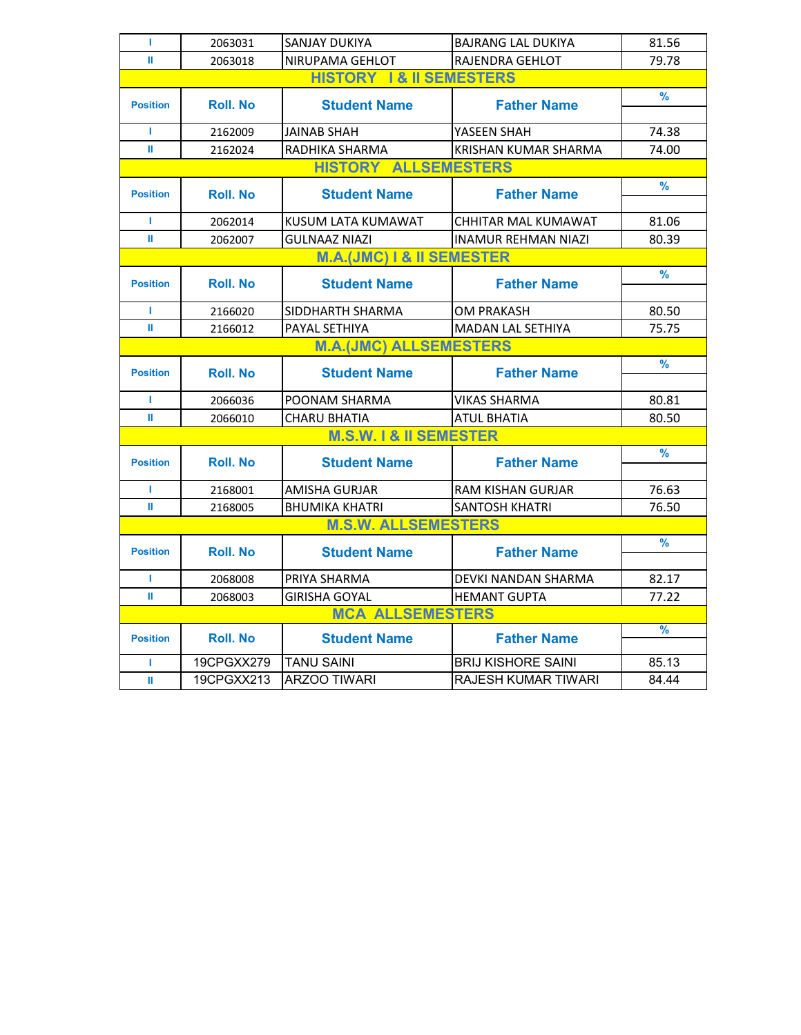| Position | Roll. No | Student Name | Father Name | % |
|---|---|---|---|---|
| I | 2063031 | SANJAY DUKIYA | BAJRANG LAL DUKIYA | 81.56 |
| II | 2063018 | NIRUPAMA GEHLOT | RAJENDRA GEHLOT | 79.78 |

## HISTORY I & II SEMESTERS

| Position | Roll. No | Student Name | Father Name | % |
|---|---|---|---|---|
| I | 2162009 | JAINAB SHAH | YASEEN SHAH | 74.38 |
| II | 2162024 | RADHIKA SHARMA | KRISHAN KUMAR SHARMA | 74.00 |

## HISTORY ALLSEMESTERS

| Position | Roll. No | Student Name | Father Name | % |
|---|---|---|---|---|
| I | 2062014 | KUSUM LATA KUMAWAT | CHHITAR MAL KUMAWAT | 81.06 |
| II | 2062007 | GULNAAZ NIAZI | INAMUR REHMAN NIAZI | 80.39 |

## M.A.(JMC) I & II SEMESTER

| Position | Roll. No | Student Name | Father Name | % |
|---|---|---|---|---|
| I | 2166020 | SIDDHARTH SHARMA | OM PRAKASH | 80.50 |
| II | 2166012 | PAYAL SETHIYA | MADAN LAL SETHIYA | 75.75 |

## M.A.(JMC) ALLSEMESTERS

| Position | Roll. No | Student Name | Father Name | % |
|---|---|---|---|---|
| I | 2066036 | POONAM SHARMA | VIKAS SHARMA | 80.81 |
| II | 2066010 | CHARU BHATIA | ATUL BHATIA | 80.50 |

## M.S.W. I & II SEMESTER

| Position | Roll. No | Student Name | Father Name | % |
|---|---|---|---|---|
| I | 2168001 | AMISHA GURJAR | RAM KISHAN GURJAR | 76.63 |
| II | 2168005 | BHUMIKA KHATRI | SANTOSH KHATRI | 76.50 |

## M.S.W. ALLSEMESTERS

| Position | Roll. No | Student Name | Father Name | % |
|---|---|---|---|---|
| I | 2068008 | PRIYA SHARMA | DEVKI NANDAN SHARMA | 82.17 |
| II | 2068003 | GIRISHA GOYAL | HEMANT GUPTA | 77.22 |

## MCA ALLSEMESTERS

| Position | Roll. No | Student Name | Father Name | % |
|---|---|---|---|---|
| I | 19CPGXX279 | TANU SAINI | BRIJ KISHORE SAINI | 85.13 |
| II | 19CPGXX213 | ARZOO TIWARI | RAJESH KUMAR TIWARI | 84.44 |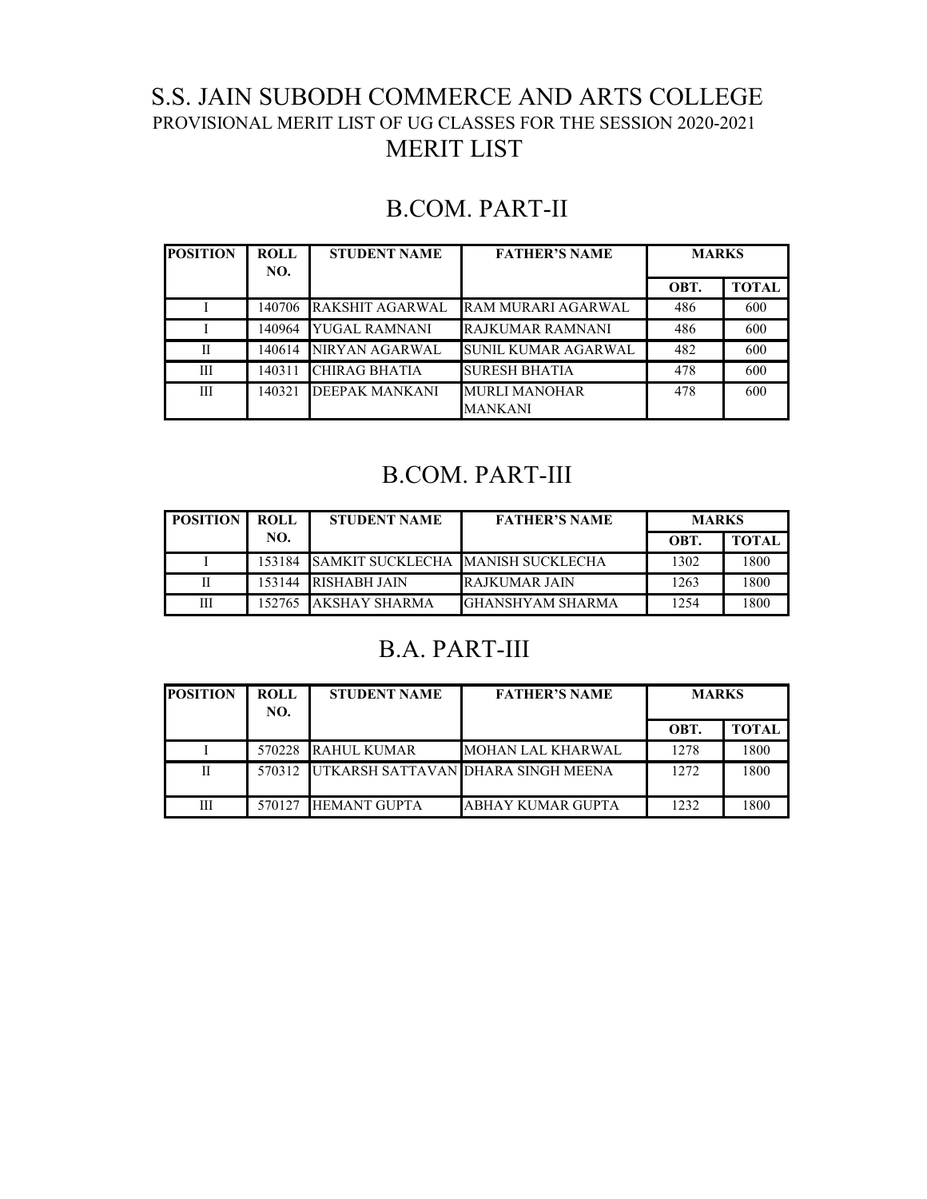# S.S. JAIN SUBODH COMMERCE AND ARTS COLLEGE

PROVISIONAL MERIT LIST OF UG CLASSES FOR THE SESSION 2020-2021

## MERIT LIST

## B.COM. PART-II

| POSITION | ROLL NO. | STUDENT NAME | FATHER'S NAME | MARKS | |
|---|---|---|---|---|---|
| | | | | OBT. | TOTAL |
| I | 140706 | RAKSHIT AGARWAL | RAM MURARI AGARWAL | 486 | 600 |
| I | 140964 | YUGAL RAMNANI | RAJKUMAR RAMNANI | 486 | 600 |
| II | 140614 | NIRYAN AGARWAL | SUNIL KUMAR AGARWAL | 482 | 600 |
| III | 140311 | CHIRAG BHATIA | SURESH BHATIA | 478 | 600 |
| III | 140321 | DEEPAK MANKANI | MURLI MANOHAR MANKANI | 478 | 600 |

## B.COM. PART-III

| POSITION | ROLL NO. | STUDENT NAME | FATHER'S NAME | MARKS | |
|---|---|---|---|---|---|
| | | | | OBT. | TOTAL |
| I | 153184 | SAMKIT SUCKLECHA | MANISH SUCKLECHA | 1302 | 1800 |
| II | 153144 | RISHABH JAIN | RAJKUMAR JAIN | 1263 | 1800 |
| III | 152765 | AKSHAY SHARMA | GHANSHYAM SHARMA | 1254 | 1800 |

## B.A. PART-III

| POSITION | ROLL NO. | STUDENT NAME | FATHER'S NAME | MARKS | |
|---|---|---|---|---|---|
| | | | | OBT. | TOTAL |
| I | 570228 | RAHUL KUMAR | MOHAN LAL KHARWAL | 1278 | 1800 |
| II | 570312 | UTKARSH SATTAVAN | DHARA SINGH MEENA | 1272 | 1800 |
| III | 570127 | HEMANT GUPTA | ABHAY KUMAR GUPTA | 1232 | 1800 |